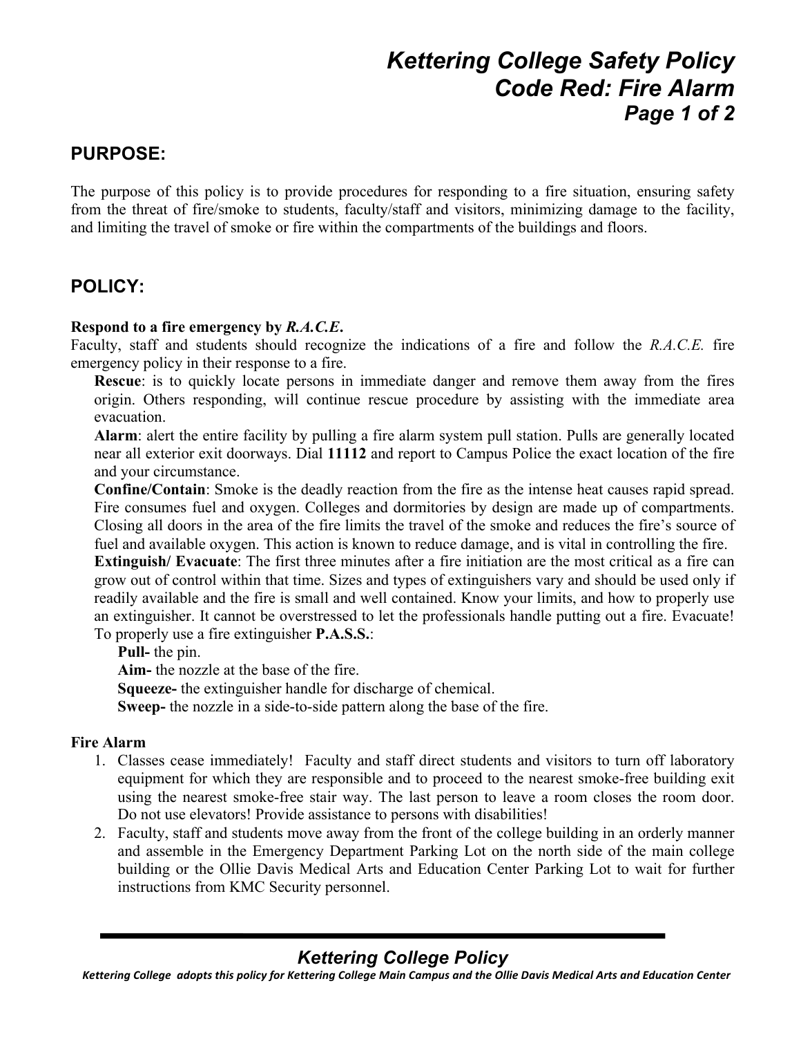# Kettering College Safety Policy
## Code Red: Fire Alarm

## PURPOSE:

The purpose of this policy is to provide procedures for responding to a fire situation, ensuring safety from the threat of fire/smoke to students, faculty/staff and visitors, minimizing damage to the facility, and limiting the travel of smoke or fire within the compartments of the buildings and floors.

## POLICY:

**Respond to a fire emergency by *R.A.C.E.***

Faculty, staff and students should recognize the indications of a fire and follow the *R.A.C.E.* fire emergency policy in their response to a fire.

**Rescue**: is to quickly locate persons in immediate danger and remove them away from the fires origin. Others responding, will continue rescue procedure by assisting with the immediate area evacuation.

**Alarm**: alert the entire facility by pulling a fire alarm system pull station. Pulls are generally located near all exterior exit doorways. Dial **11112** and report to Campus Police the exact location of the fire and your circumstance.

**Confine/Contain**: Smoke is the deadly reaction from the fire as the intense heat causes rapid spread. Fire consumes fuel and oxygen. Colleges and dormitories by design are made up of compartments. Closing all doors in the area of the fire limits the travel of the smoke and reduces the fire's source of fuel and available oxygen. This action is known to reduce damage, and is vital in controlling the fire.

**Extinguish/ Evacuate**: The first three minutes after a fire initiation are the most critical as a fire can grow out of control within that time. Sizes and types of extinguishers vary and should be used only if readily available and the fire is small and well contained. Know your limits, and how to properly use an extinguisher. It cannot be overstressed to let the professionals handle putting out a fire. Evacuate! To properly use a fire extinguisher **P.A.S.S.**:

- **Pull-** the pin.
- **Aim-** the nozzle at the base of the fire.
- **Squeeze-** the extinguisher handle for discharge of chemical.
- **Sweep-** the nozzle in a side-to-side pattern along the base of the fire.

**Fire Alarm**

1. Classes cease immediately! Faculty and staff direct students and visitors to turn off laboratory equipment for which they are responsible and to proceed to the nearest smoke-free building exit using the nearest smoke-free stair way. The last person to leave a room closes the room door. Do not use elevators! Provide assistance to persons with disabilities!
2. Faculty, staff and students move away from the front of the college building in an orderly manner and assemble in the Emergency Department Parking Lot on the north side of the main college building or the Ollie Davis Medical Arts and Education Center Parking Lot to wait for further instructions from KMC Security personnel.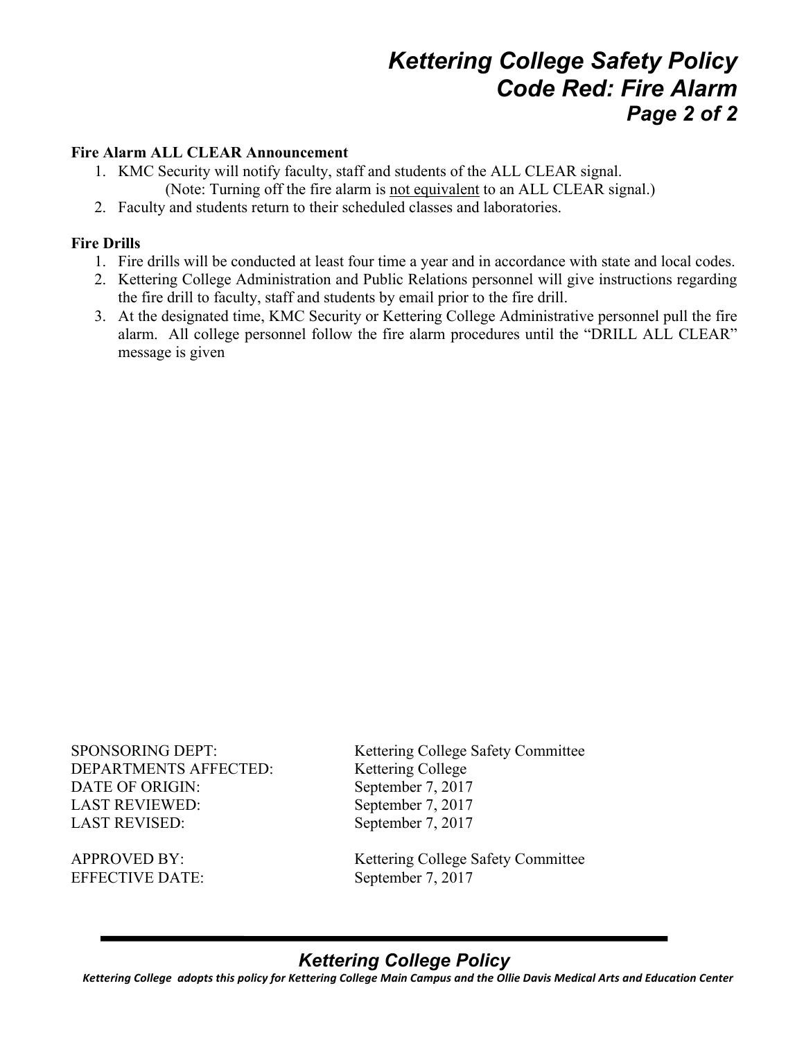**Fire Alarm ALL CLEAR Announcement**

1. KMC Security will notify faculty, staff and students of the ALL CLEAR signal.
   (Note: Turning off the fire alarm is <u>not equivalent</u> to an ALL CLEAR signal.)
2. Faculty and students return to their scheduled classes and laboratories.

**Fire Drills**

1. Fire drills will be conducted at least four time a year and in accordance with state and local codes.
2. Kettering College Administration and Public Relations personnel will give instructions regarding the fire drill to faculty, staff and students by email prior to the fire drill.
3. At the designated time, KMC Security or Kettering College Administrative personnel pull the fire alarm. All college personnel follow the fire alarm procedures until the "DRILL ALL CLEAR" message is given

| | |
|---|---|
| SPONSORING DEPT: | Kettering College Safety Committee |
| DEPARTMENTS AFFECTED: | Kettering College |
| DATE OF ORIGIN: | September 7, 2017 |
| LAST REVIEWED: | September 7, 2017 |
| LAST REVISED: | September 7, 2017 |
| APPROVED BY: | Kettering College Safety Committee |
| EFFECTIVE DATE: | September 7, 2017 |